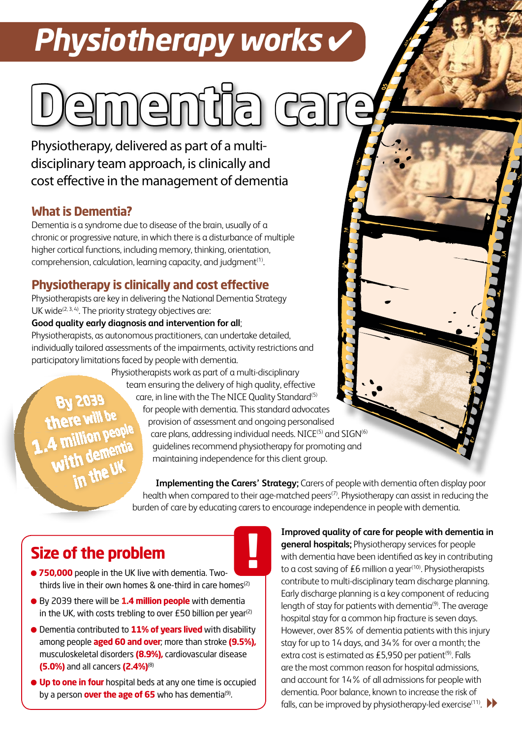# Physiotherapy works ✔

# Dementia care

Physiotherapy, delivered as part of a multi-disciplinary team approach, is clinically and cost effective in the management of dementia

## What is Dementia?

Dementia is a syndrome due to disease of the brain, usually of a chronic or progressive nature, in which there is a disturbance of multiple higher cortical functions, including memory, thinking, orientation, comprehension, calculation, learning capacity, and judgment[1].

## Physiotherapy is clinically and cost effective

Physiotherapists are key in delivering the National Dementia Strategy UK wide[2, 3, 4]. The priority strategy objectives are:

**Good quality early diagnosis and intervention for all**;
Physiotherapists, as autonomous practitioners, can undertake detailed, individually tailored assessments of the impairments, activity restrictions and participatory limitations faced by people with dementia.

Physiotherapists work as part of a multi-disciplinary team ensuring the delivery of high quality, effective care, in line with the The NICE Quality Standard[5] for people with dementia. This standard advocates provision of assessment and ongoing personalised care plans, addressing individual needs. NICE[5] and SIGN[6] guidelines recommend physiotherapy for promoting and maintaining independence for this client group.

By 2039 there will be 1.4 million people with dementia in the UK

**Implementing the Carers' Strategy;** Carers of people with dementia often display poor health when compared to their age-matched peers[7]. Physiotherapy can assist in reducing the burden of care by educating carers to encourage independence in people with dementia.

## Size of the problem

- **750,000** people in the UK live with dementia. Two-thirds live in their own homes & one-third in care homes[2]
- By 2039 there will be **1.4 million people** with dementia in the UK, with costs trebling to over £50 billion per year[2]
- Dementia contributed to **11% of years lived** with disability among people **aged 60 and over**; more than stroke **(9.5%)**, musculoskeletal disorders **(8.9%)**, cardiovascular disease **(5.0%)** and all cancers **(2.4%)**[8]
- **Up to one in four** hospital beds at any one time is occupied by a person **over the age of 65** who has dementia[9].

**Improved quality of care for people with dementia in general hospitals;** Physiotherapy services for people with dementia have been identified as key in contributing to a cost saving of £6 million a year[10]. Physiotherapists contribute to multi-disciplinary team discharge planning. Early discharge planning is a key component of reducing length of stay for patients with dementia[9]. The average hospital stay for a common hip fracture is seven days. However, over 85% of dementia patients with this injury stay for up to 14 days, and 34% for over a month; the extra cost is estimated as £5,950 per patient[9]. Falls are the most common reason for hospital admissions, and account for 14% of all admissions for people with dementia. Poor balance, known to increase the risk of falls, can be improved by physiotherapy-led exercise[11].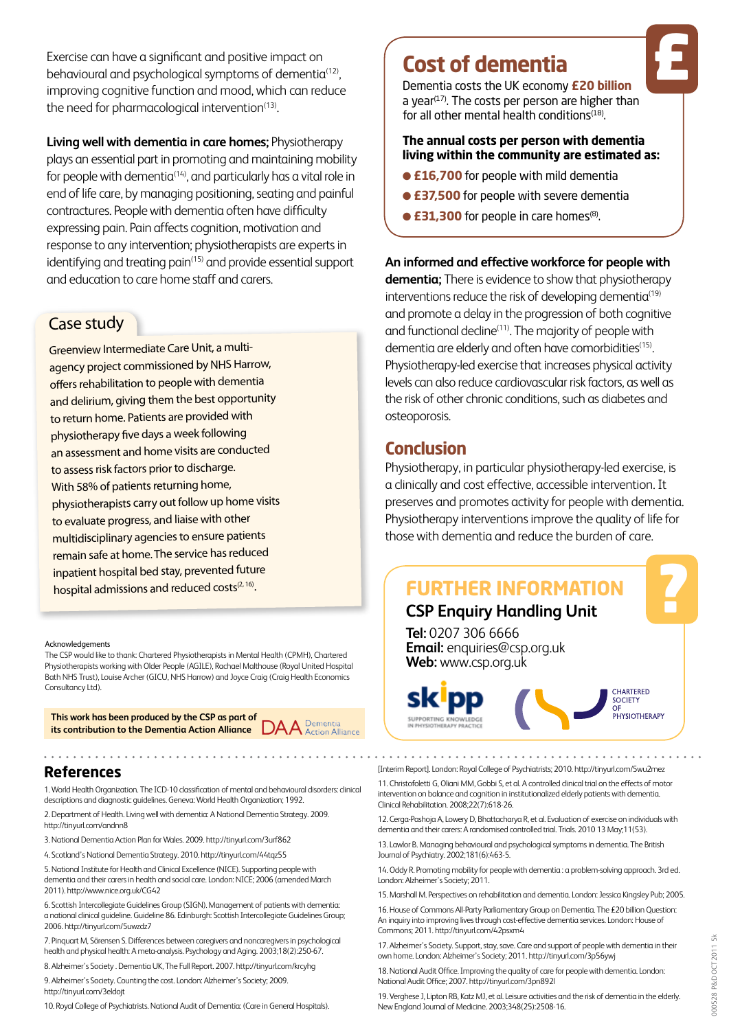Exercise can have a significant and positive impact on behavioural and psychological symptoms of dementia[12], improving cognitive function and mood, which can reduce the need for pharmacological intervention[13].

**Living well with dementia in care homes;** Physiotherapy plays an essential part in promoting and maintaining mobility for people with dementia[14], and particularly has a vital role in end of life care, by managing positioning, seating and painful contractures. People with dementia often have difficulty expressing pain. Pain affects cognition, motivation and response to any intervention; physiotherapists are experts in identifying and treating pain[15] and provide essential support and education to care home staff and carers.

## Case study

Greenview Intermediate Care Unit, a multi-agency project commissioned by NHS Harrow, offers rehabilitation to people with dementia and delirium, giving them the best opportunity to return home. Patients are provided with physiotherapy five days a week following an assessment and home visits are conducted to assess risk factors prior to discharge. With 58% of patients returning home, physiotherapists carry out follow up home visits to evaluate progress, and liaise with other multidisciplinary agencies to ensure patients remain safe at home. The service has reduced inpatient hospital bed stay, prevented future hospital admissions and reduced costs[2, 16].

Acknowledgements
The CSP would like to thank: Chartered Physiotherapists in Mental Health (CPMH), Chartered Physiotherapists working with Older People (AGILE), Rachael Malthouse (Royal United Hospital Bath NHS Trust), Louise Archer (GICU, NHS Harrow) and Joyce Craig (Craig Health Economics Consultancy Ltd).

**This work has been produced by the CSP as part of its contribution to the Dementia Action Alliance**

DAA Dementia Action Alliance

## Cost of dementia

Dementia costs the UK economy **£20 billion** a year[17]. The costs per person are higher than for all other mental health conditions[18].

**The annual costs per person with dementia living within the community are estimated as:**

- **£16,700** for people with mild dementia
- **£37,500** for people with severe dementia
- **£31,300** for people in care homes[8].

**An informed and effective workforce for people with dementia;** There is evidence to show that physiotherapy interventions reduce the risk of developing dementia[19] and promote a delay in the progression of both cognitive and functional decline[11]. The majority of people with dementia are elderly and often have comorbidities[15]. Physiotherapy-led exercise that increases physical activity levels can also reduce cardiovascular risk factors, as well as the risk of other chronic conditions, such as diabetes and osteoporosis.

## Conclusion

Physiotherapy, in particular physiotherapy-led exercise, is a clinically and cost effective, accessible intervention. It preserves and promotes activity for people with dementia. Physiotherapy interventions improve the quality of life for those with dementia and reduce the burden of care.

## FURTHER INFORMATION

**CSP Enquiry Handling Unit**

**Tel:** 0207 306 6666
**Email:** enquiries@csp.org.uk
**Web:** www.csp.org.uk

skipp SUPPORTING KNOWLEDGE IN PHYSIOTHERAPY PRACTICE

CHARTERED SOCIETY OF PHYSIOTHERAPY

## References

1. World Health Organization. The ICD-10 classification of mental and behavioural disorders: clinical descriptions and diagnostic guidelines. Geneva: World Health Organization; 1992.
2. Department of Health. Living well with dementia: A National Dementia Strategy. 2009. http://tinyurl.com/andnn8
3. National Dementia Action Plan for Wales. 2009. http://tinyurl.com/3urf862
4. Scotland's National Dementia Strategy. 2010. http://tinyurl.com/44tqz55
5. National Institute for Health and Clinical Excellence (NICE). Supporting people with dementia and their carers in health and social care. London: NICE; 2006 (amended March 2011). http://www.nice.org.uk/CG42
6. Scottish Intercollegiate Guidelines Group (SIGN). Management of patients with dementia: a national clinical guideline. Guideline 86. Edinburgh: Scottish Intercollegiate Guidelines Group; 2006. http://tinyurl.com/5uwzdz7
7. Pinquart M, Sörensen S. Differences between caregivers and noncaregivers in psychological health and physical health: A meta-analysis. Psychology and Aging. 2003;18(2):250-67.
8. Alzheimer's Society . Dementia UK, The Full Report. 2007. http://tinyurl.com/krcyhg
9. Alzheimer's Society. Counting the cost. London: Alzheimer's Society; 2009. http://tinyurl.com/3eldojt
10. Royal College of Psychiatrists. National Audit of Dementia: (Care in General Hospitals). [Interim Report]. London: Royal College of Psychiatrists; 2010. http://tinyurl.com/5wu2mez
11. Christofoletti G, Oliani MM, Gobbi S, et al. A controlled clinical trial on the effects of motor intervention on balance and cognition in institutionalized elderly patients with dementia. Clinical Rehabilitation. 2008;22(7):618-26.
12. Cerga-Pashoja A, Lowery D, Bhattacharya R, et al. Evaluation of exercise on individuals with dementia and their carers: A randomised controlled trial. Trials. 2010 13 May;11(53).
13. Lawlor B. Managing behavioural and psychological symptoms in dementia. The British Journal of Psychiatry. 2002;181(6):463-5.
14. Oddy R. Promoting mobility for people with dementia : a problem-solving approach. 3rd ed. London: Alzheimer's Society; 2011.
15. Marshall M. Perspectives on rehabilitation and dementia. London: Jessica Kingsley Pub; 2005.
16. House of Commons All-Party Parliamentary Group on Dementia. The £20 billion Question: An inquiry into improving lives through cost-effective dementia services. London: House of Commons; 2011. http://tinyurl.com/42psxm4
17. Alzheimer's Society. Support, stay, save. Care and support of people with dementia in their own home. London: Alzheimer's Society; 2011. http://tinyurl.com/3p56ywj
18. National Audit Office. Improving the quality of care for people with dementia. London: National Audit Office; 2007. http://tinyurl.com/3pn892l
19. Verghese J, Lipton RB, Katz MJ, et al. Leisure activities and the risk of dementia in the elderly. New England Journal of Medicine. 2003;348(25):2508-16.